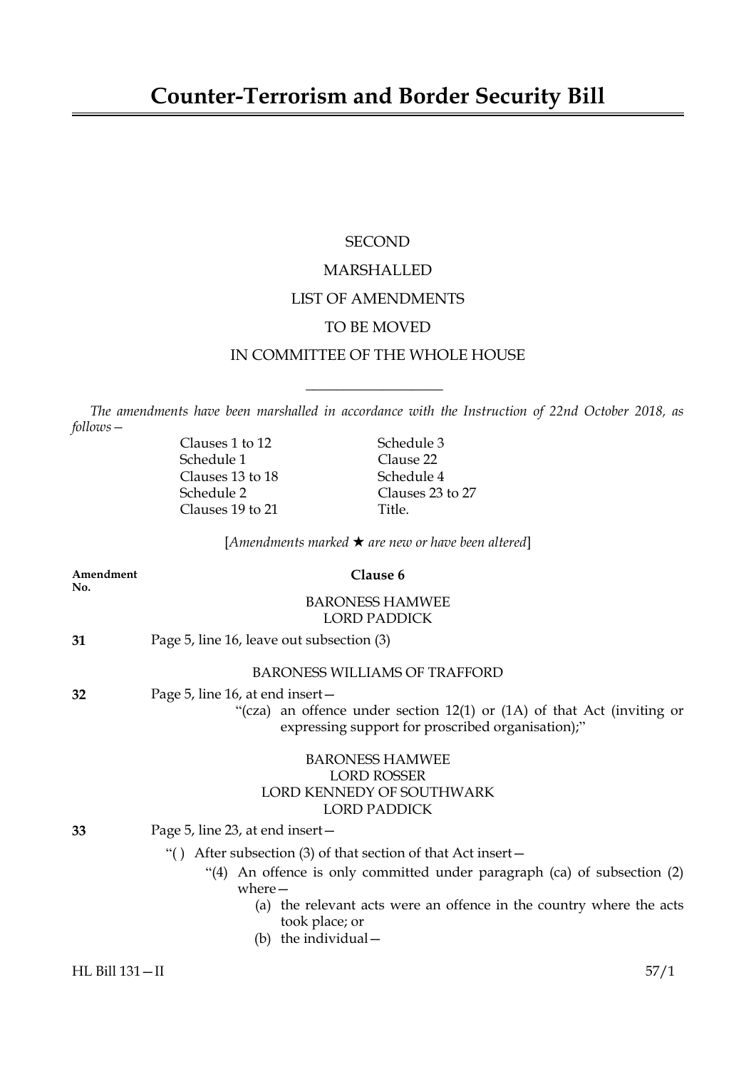# Counter-Terrorism and Border Security Bill

SECOND

MARSHALLED

LIST OF AMENDMENTS

TO BE MOVED

IN COMMITTEE OF THE WHOLE HOUSE

---

*The amendments have been marshalled in accordance with the Instruction of 22nd October 2018, as follows—*

| | |
|---|---|
| Clauses 1 to 12 | Schedule 3 |
| Schedule 1 | Clause 22 |
| Clauses 13 to 18 | Schedule 4 |
| Schedule 2 | Clauses 23 to 27 |
| Clauses 19 to 21 | Title. |

[*Amendments marked ★ are new or have been altered*]

**Amendment No.**

## Clause 6

BARONESS HAMWEE
LORD PADDICK

**31** Page 5, line 16, leave out subsection (3)

BARONESS WILLIAMS OF TRAFFORD

**32** Page 5, line 16, at end insert—

"(cza) an offence under section 12(1) or (1A) of that Act (inviting or expressing support for proscribed organisation);"

BARONESS HAMWEE
LORD ROSSER
LORD KENNEDY OF SOUTHWARK
LORD PADDICK

**33** Page 5, line 23, at end insert—

"( ) After subsection (3) of that section of that Act insert—

"(4) An offence is only committed under paragraph (ca) of subsection (2) where—

(a) the relevant acts were an offence in the country where the acts took place; or

(b) the individual—

HL Bill 131—II 57/1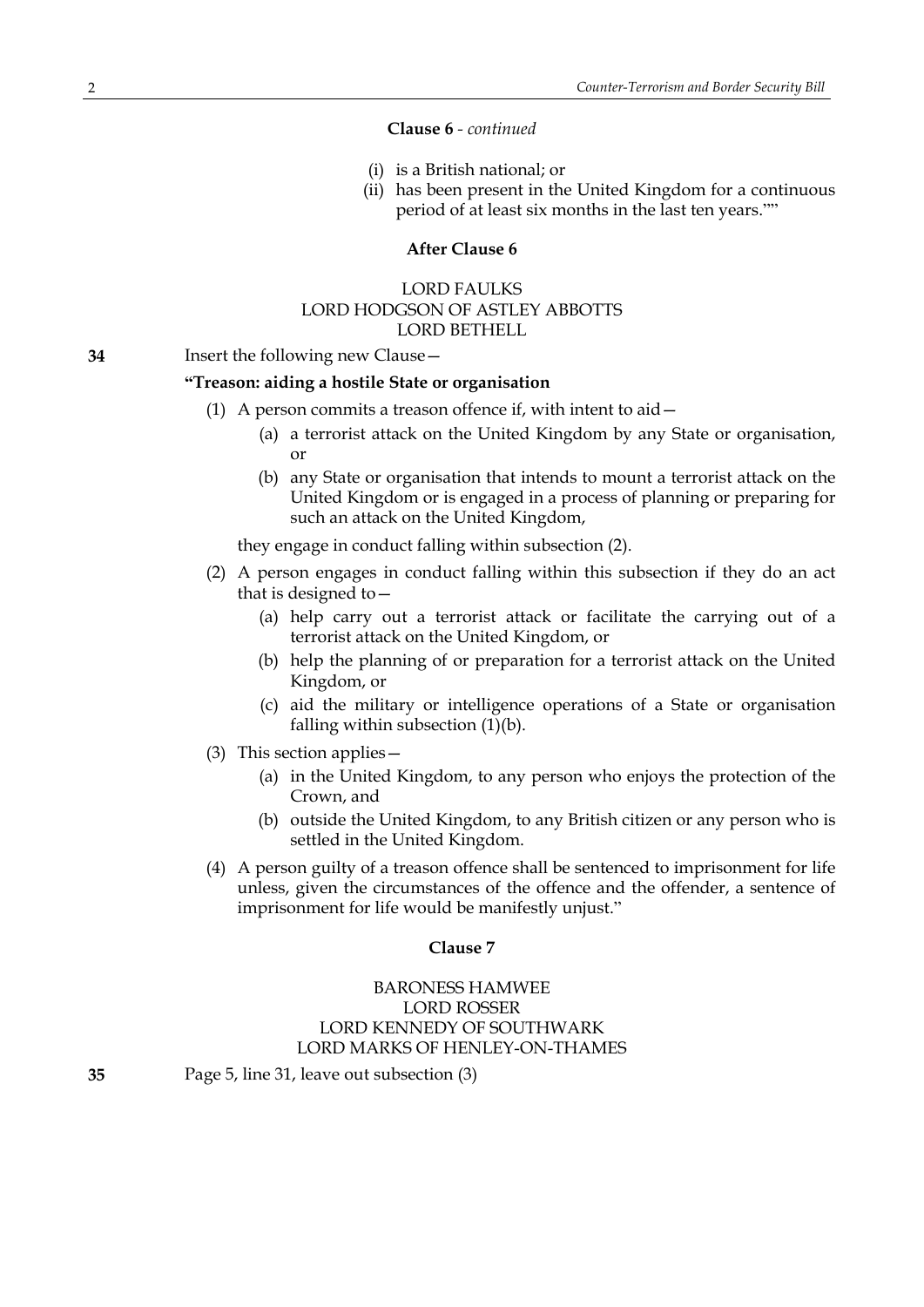**Clause 6** - *continued*

(i) is a British national; or

(ii) has been present in the United Kingdom for a continuous period of at least six months in the last ten years.""

**After Clause 6**

LORD FAULKS
LORD HODGSON OF ASTLEY ABBOTTS
LORD BETHELL

**34** Insert the following new Clause—

**"Treason: aiding a hostile State or organisation**

(1) A person commits a treason offence if, with intent to aid—

(a) a terrorist attack on the United Kingdom by any State or organisation, or

(b) any State or organisation that intends to mount a terrorist attack on the United Kingdom or is engaged in a process of planning or preparing for such an attack on the United Kingdom,

they engage in conduct falling within subsection (2).

(2) A person engages in conduct falling within this subsection if they do an act that is designed to—

(a) help carry out a terrorist attack or facilitate the carrying out of a terrorist attack on the United Kingdom, or

(b) help the planning of or preparation for a terrorist attack on the United Kingdom, or

(c) aid the military or intelligence operations of a State or organisation falling within subsection (1)(b).

(3) This section applies—

(a) in the United Kingdom, to any person who enjoys the protection of the Crown, and

(b) outside the United Kingdom, to any British citizen or any person who is settled in the United Kingdom.

(4) A person guilty of a treason offence shall be sentenced to imprisonment for life unless, given the circumstances of the offence and the offender, a sentence of imprisonment for life would be manifestly unjust."

**Clause 7**

BARONESS HAMWEE
LORD ROSSER
LORD KENNEDY OF SOUTHWARK
LORD MARKS OF HENLEY-ON-THAMES

**35** Page 5, line 31, leave out subsection (3)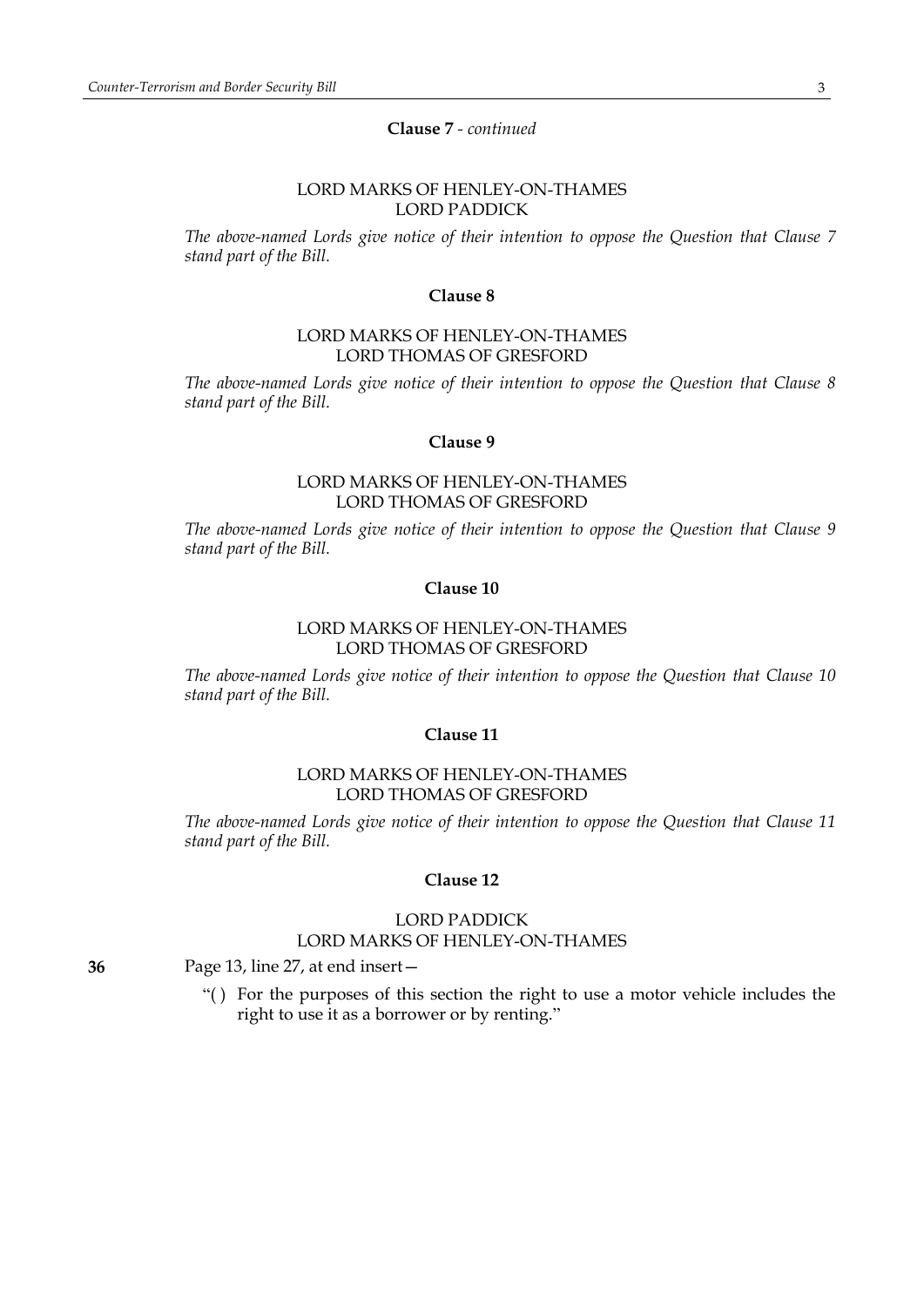**Clause 7** - *continued*

LORD MARKS OF HENLEY-ON-THAMES
LORD PADDICK

*The above-named Lords give notice of their intention to oppose the Question that Clause 7 stand part of the Bill.*

**Clause 8**

LORD MARKS OF HENLEY-ON-THAMES
LORD THOMAS OF GRESFORD

*The above-named Lords give notice of their intention to oppose the Question that Clause 8 stand part of the Bill.*

**Clause 9**

LORD MARKS OF HENLEY-ON-THAMES
LORD THOMAS OF GRESFORD

*The above-named Lords give notice of their intention to oppose the Question that Clause 9 stand part of the Bill.*

**Clause 10**

LORD MARKS OF HENLEY-ON-THAMES
LORD THOMAS OF GRESFORD

*The above-named Lords give notice of their intention to oppose the Question that Clause 10 stand part of the Bill.*

**Clause 11**

LORD MARKS OF HENLEY-ON-THAMES
LORD THOMAS OF GRESFORD

*The above-named Lords give notice of their intention to oppose the Question that Clause 11 stand part of the Bill.*

**Clause 12**

LORD PADDICK
LORD MARKS OF HENLEY-ON-THAMES

**36** Page 13, line 27, at end insert—

"( ) For the purposes of this section the right to use a motor vehicle includes the right to use it as a borrower or by renting."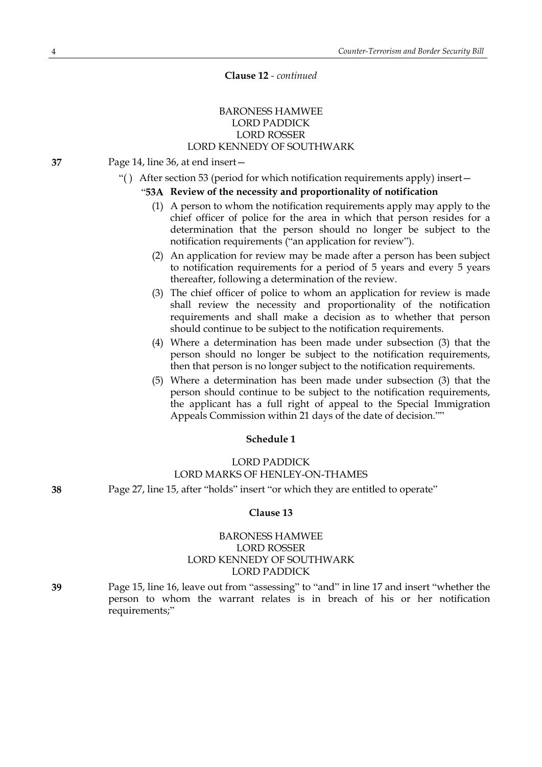**Clause 12** - *continued*

BARONESS HAMWEE
LORD PADDICK
LORD ROSSER
LORD KENNEDY OF SOUTHWARK

**37** Page 14, line 36, at end insert—

"( ) After section 53 (period for which notification requirements apply) insert—

"**53A Review of the necessity and proportionality of notification**

(1) A person to whom the notification requirements apply may apply to the chief officer of police for the area in which that person resides for a determination that the person should no longer be subject to the notification requirements ("an application for review").

(2) An application for review may be made after a person has been subject to notification requirements for a period of 5 years and every 5 years thereafter, following a determination of the review.

(3) The chief officer of police to whom an application for review is made shall review the necessity and proportionality of the notification requirements and shall make a decision as to whether that person should continue to be subject to the notification requirements.

(4) Where a determination has been made under subsection (3) that the person should no longer be subject to the notification requirements, then that person is no longer subject to the notification requirements.

(5) Where a determination has been made under subsection (3) that the person should continue to be subject to the notification requirements, the applicant has a full right of appeal to the Special Immigration Appeals Commission within 21 days of the date of decision.""

**Schedule 1**

LORD PADDICK
LORD MARKS OF HENLEY-ON-THAMES

**38** Page 27, line 15, after "holds" insert "or which they are entitled to operate"

**Clause 13**

BARONESS HAMWEE
LORD ROSSER
LORD KENNEDY OF SOUTHWARK
LORD PADDICK

**39** Page 15, line 16, leave out from "assessing" to "and" in line 17 and insert "whether the person to whom the warrant relates is in breach of his or her notification requirements;"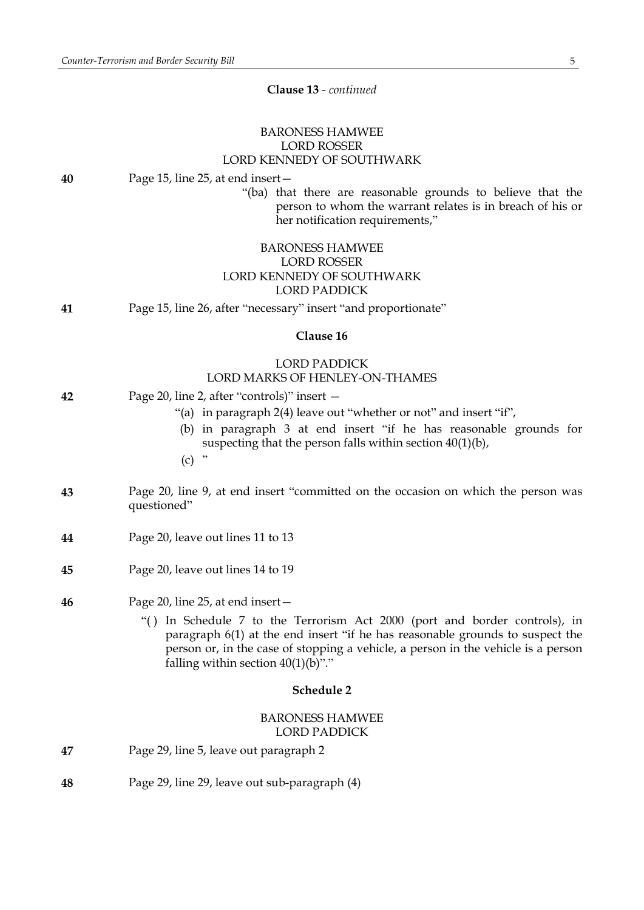**Clause 13** - *continued*

BARONESS HAMWEE
LORD ROSSER
LORD KENNEDY OF SOUTHWARK

**40** Page 15, line 25, at end insert—

"(ba) that there are reasonable grounds to believe that the person to whom the warrant relates is in breach of his or her notification requirements,"

BARONESS HAMWEE
LORD ROSSER
LORD KENNEDY OF SOUTHWARK
LORD PADDICK

**41** Page 15, line 26, after "necessary" insert "and proportionate"

**Clause 16**

LORD PADDICK
LORD MARKS OF HENLEY-ON-THAMES

**42** Page 20, line 2, after "controls)" insert —

"(a) in paragraph 2(4) leave out "whether or not" and insert "if",

(b) in paragraph 3 at end insert "if he has reasonable grounds for suspecting that the person falls within section 40(1)(b),

(c) "

**43** Page 20, line 9, at end insert "committed on the occasion on which the person was questioned"

**44** Page 20, leave out lines 11 to 13

**45** Page 20, leave out lines 14 to 19

**46** Page 20, line 25, at end insert—

"( ) In Schedule 7 to the Terrorism Act 2000 (port and border controls), in paragraph 6(1) at the end insert "if he has reasonable grounds to suspect the person or, in the case of stopping a vehicle, a person in the vehicle is a person falling within section 40(1)(b)"."

**Schedule 2**

BARONESS HAMWEE
LORD PADDICK

**47** Page 29, line 5, leave out paragraph 2

**48** Page 29, line 29, leave out sub-paragraph (4)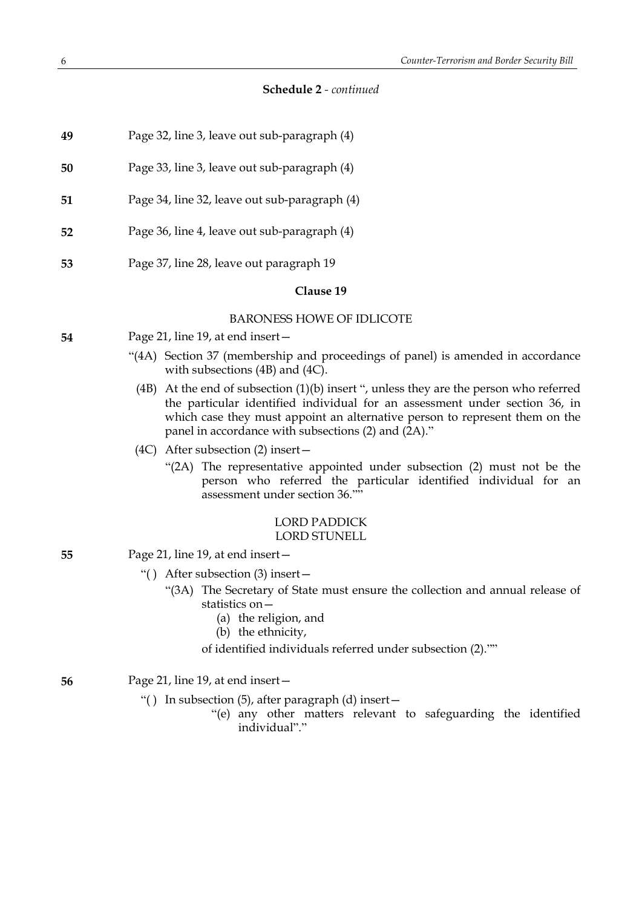**Schedule 2** - *continued*

**49** Page 32, line 3, leave out sub-paragraph (4)

**50** Page 33, line 3, leave out sub-paragraph (4)

**51** Page 34, line 32, leave out sub-paragraph (4)

**52** Page 36, line 4, leave out sub-paragraph (4)

**53** Page 37, line 28, leave out paragraph 19

**Clause 19**

BARONESS HOWE OF IDLICOTE

**54** Page 21, line 19, at end insert—

"(4A) Section 37 (membership and proceedings of panel) is amended in accordance with subsections (4B) and (4C).

(4B) At the end of subsection (1)(b) insert ", unless they are the person who referred the particular identified individual for an assessment under section 36, in which case they must appoint an alternative person to represent them on the panel in accordance with subsections (2) and (2A)."

(4C) After subsection (2) insert—

"(2A) The representative appointed under subsection (2) must not be the person who referred the particular identified individual for an assessment under section 36.""

LORD PADDICK
LORD STUNELL

**55** Page 21, line 19, at end insert—

"( ) After subsection (3) insert—

"(3A) The Secretary of State must ensure the collection and annual release of statistics on—

(a) the religion, and

(b) the ethnicity,

of identified individuals referred under subsection (2).""

**56** Page 21, line 19, at end insert—

"( ) In subsection (5), after paragraph (d) insert—

"(e) any other matters relevant to safeguarding the identified individual"."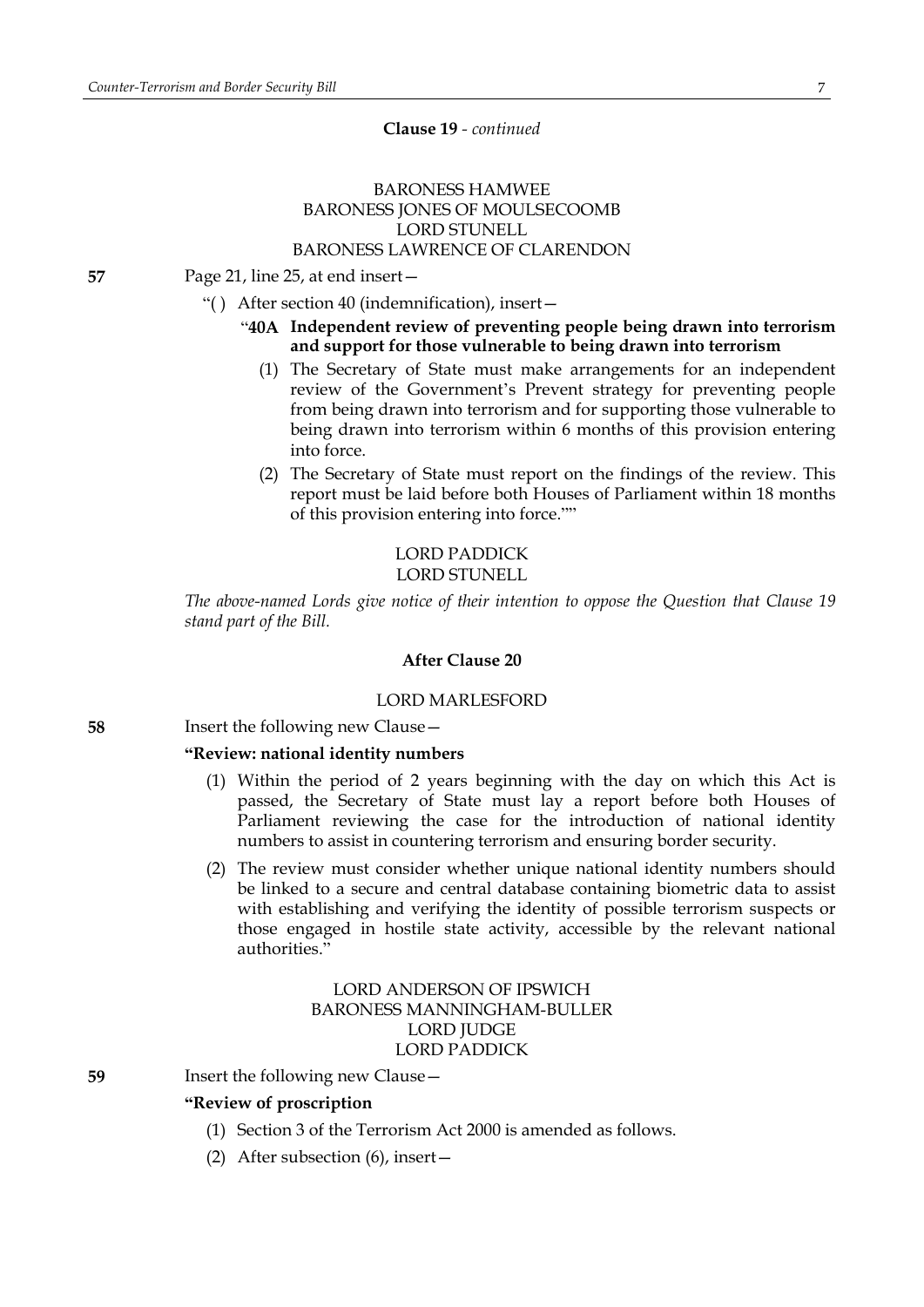**Clause 19** - *continued*

BARONESS HAMWEE
BARONESS JONES OF MOULSECOOMB
LORD STUNELL
BARONESS LAWRENCE OF CLARENDON

**57** Page 21, line 25, at end insert—

"( ) After section 40 (indemnification), insert—

"**40A Independent review of preventing people being drawn into terrorism and support for those vulnerable to being drawn into terrorism**

(1) The Secretary of State must make arrangements for an independent review of the Government's Prevent strategy for preventing people from being drawn into terrorism and for supporting those vulnerable to being drawn into terrorism within 6 months of this provision entering into force.

(2) The Secretary of State must report on the findings of the review. This report must be laid before both Houses of Parliament within 18 months of this provision entering into force.""

LORD PADDICK
LORD STUNELL

*The above-named Lords give notice of their intention to oppose the Question that Clause 19 stand part of the Bill.*

**After Clause 20**

LORD MARLESFORD

**58** Insert the following new Clause—

**"Review: national identity numbers**

(1) Within the period of 2 years beginning with the day on which this Act is passed, the Secretary of State must lay a report before both Houses of Parliament reviewing the case for the introduction of national identity numbers to assist in countering terrorism and ensuring border security.

(2) The review must consider whether unique national identity numbers should be linked to a secure and central database containing biometric data to assist with establishing and verifying the identity of possible terrorism suspects or those engaged in hostile state activity, accessible by the relevant national authorities."

LORD ANDERSON OF IPSWICH
BARONESS MANNINGHAM-BULLER
LORD JUDGE
LORD PADDICK

**59** Insert the following new Clause—

**"Review of proscription**

(1) Section 3 of the Terrorism Act 2000 is amended as follows.

(2) After subsection (6), insert—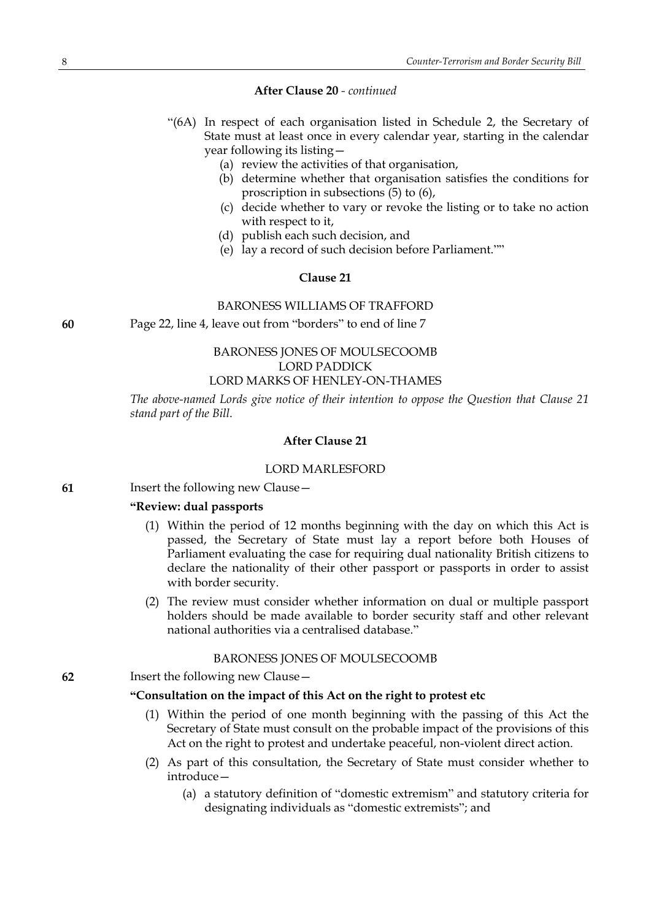**After Clause 20** - *continued*

"(6A) In respect of each organisation listed in Schedule 2, the Secretary of State must at least once in every calendar year, starting in the calendar year following its listing—

(a) review the activities of that organisation,

(b) determine whether that organisation satisfies the conditions for proscription in subsections (5) to (6),

(c) decide whether to vary or revoke the listing or to take no action with respect to it,

(d) publish each such decision, and

(e) lay a record of such decision before Parliament.""

**Clause 21**

BARONESS WILLIAMS OF TRAFFORD

**60** Page 22, line 4, leave out from "borders" to end of line 7

BARONESS JONES OF MOULSECOOMB
LORD PADDICK
LORD MARKS OF HENLEY-ON-THAMES

*The above-named Lords give notice of their intention to oppose the Question that Clause 21 stand part of the Bill.*

**After Clause 21**

LORD MARLESFORD

**61** Insert the following new Clause—

**"Review: dual passports**

(1) Within the period of 12 months beginning with the day on which this Act is passed, the Secretary of State must lay a report before both Houses of Parliament evaluating the case for requiring dual nationality British citizens to declare the nationality of their other passport or passports in order to assist with border security.

(2) The review must consider whether information on dual or multiple passport holders should be made available to border security staff and other relevant national authorities via a centralised database."

BARONESS JONES OF MOULSECOOMB

**62** Insert the following new Clause—

**"Consultation on the impact of this Act on the right to protest etc**

(1) Within the period of one month beginning with the passing of this Act the Secretary of State must consult on the probable impact of the provisions of this Act on the right to protest and undertake peaceful, non-violent direct action.

(2) As part of this consultation, the Secretary of State must consider whether to introduce—

(a) a statutory definition of "domestic extremism" and statutory criteria for designating individuals as "domestic extremists"; and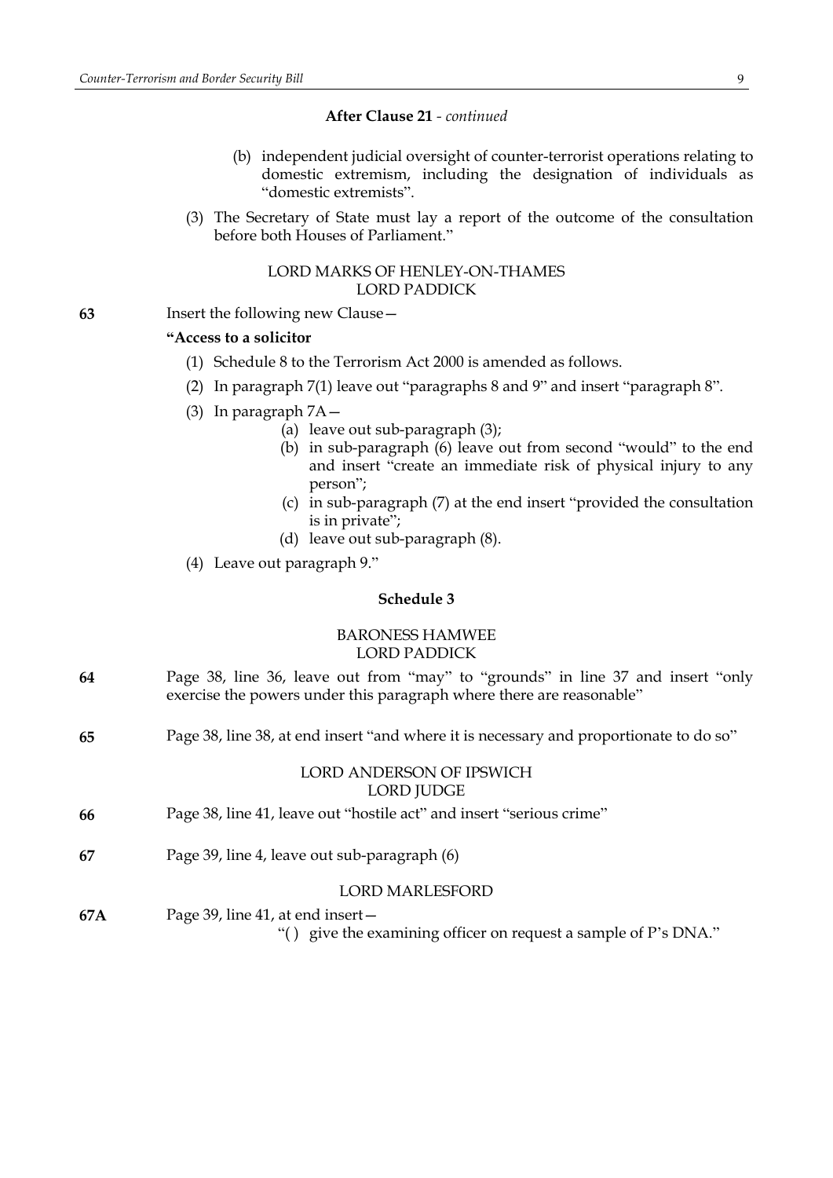**After Clause 21** - *continued*

(b) independent judicial oversight of counter-terrorist operations relating to domestic extremism, including the designation of individuals as "domestic extremists".

(3) The Secretary of State must lay a report of the outcome of the consultation before both Houses of Parliament."

LORD MARKS OF HENLEY-ON-THAMES
LORD PADDICK

**63** Insert the following new Clause—

**"Access to a solicitor**

(1) Schedule 8 to the Terrorism Act 2000 is amended as follows.

(2) In paragraph 7(1) leave out "paragraphs 8 and 9" and insert "paragraph 8".

(3) In paragraph 7A—

(a) leave out sub-paragraph (3);

(b) in sub-paragraph (6) leave out from second "would" to the end and insert "create an immediate risk of physical injury to any person";

(c) in sub-paragraph (7) at the end insert "provided the consultation is in private";

(d) leave out sub-paragraph (8).

(4) Leave out paragraph 9."

**Schedule 3**

BARONESS HAMWEE
LORD PADDICK

**64** Page 38, line 36, leave out from "may" to "grounds" in line 37 and insert "only exercise the powers under this paragraph where there are reasonable"

**65** Page 38, line 38, at end insert "and where it is necessary and proportionate to do so"

LORD ANDERSON OF IPSWICH
LORD JUDGE

**66** Page 38, line 41, leave out "hostile act" and insert "serious crime"

**67** Page 39, line 4, leave out sub-paragraph (6)

LORD MARLESFORD

**67A** Page 39, line 41, at end insert—

"( ) give the examining officer on request a sample of P's DNA."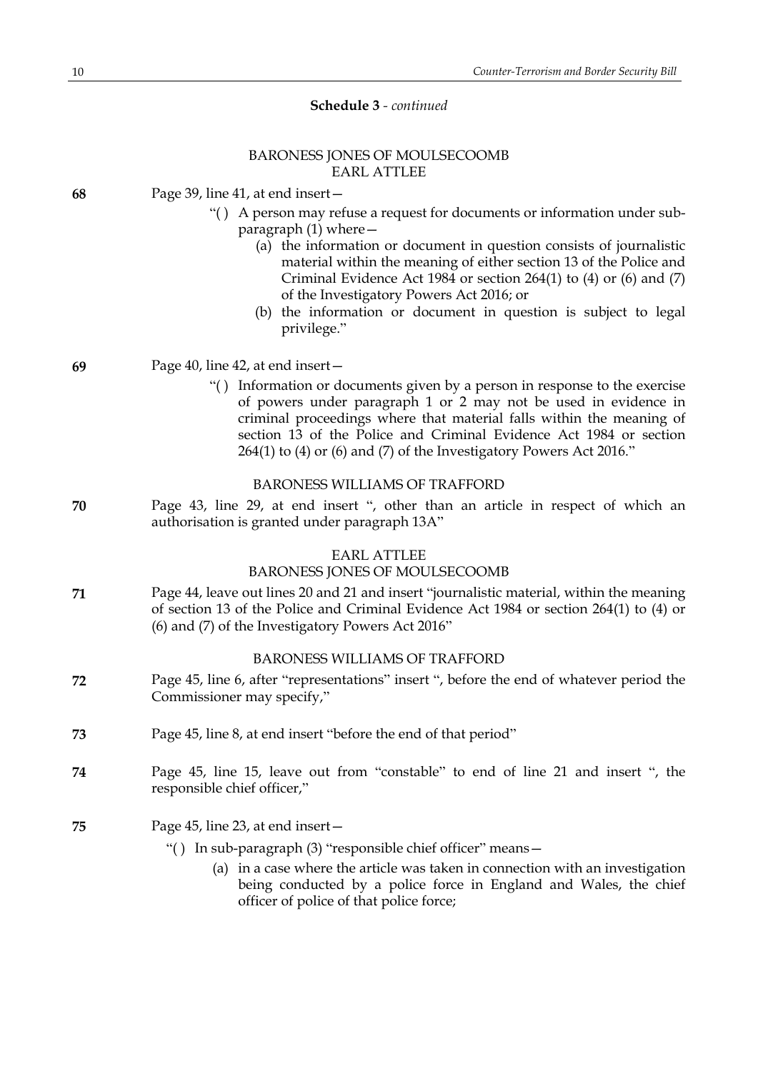**Schedule 3** - *continued*

BARONESS JONES OF MOULSECOOMB
EARL ATTLEE

**68** Page 39, line 41, at end insert—

"( ) A person may refuse a request for documents or information under sub-paragraph (1) where—

(a) the information or document in question consists of journalistic material within the meaning of either section 13 of the Police and Criminal Evidence Act 1984 or section 264(1) to (4) or (6) and (7) of the Investigatory Powers Act 2016; or

(b) the information or document in question is subject to legal privilege."

**69** Page 40, line 42, at end insert—

"( ) Information or documents given by a person in response to the exercise of powers under paragraph 1 or 2 may not be used in evidence in criminal proceedings where that material falls within the meaning of section 13 of the Police and Criminal Evidence Act 1984 or section 264(1) to (4) or (6) and (7) of the Investigatory Powers Act 2016."

BARONESS WILLIAMS OF TRAFFORD

**70** Page 43, line 29, at end insert ", other than an article in respect of which an authorisation is granted under paragraph 13A"

EARL ATTLEE
BARONESS JONES OF MOULSECOOMB

**71** Page 44, leave out lines 20 and 21 and insert "journalistic material, within the meaning of section 13 of the Police and Criminal Evidence Act 1984 or section 264(1) to (4) or (6) and (7) of the Investigatory Powers Act 2016"

BARONESS WILLIAMS OF TRAFFORD

**72** Page 45, line 6, after "representations" insert ", before the end of whatever period the Commissioner may specify,"

**73** Page 45, line 8, at end insert "before the end of that period"

**74** Page 45, line 15, leave out from "constable" to end of line 21 and insert ", the responsible chief officer,"

**75** Page 45, line 23, at end insert—

"( ) In sub-paragraph (3) "responsible chief officer" means—

(a) in a case where the article was taken in connection with an investigation being conducted by a police force in England and Wales, the chief officer of police of that police force;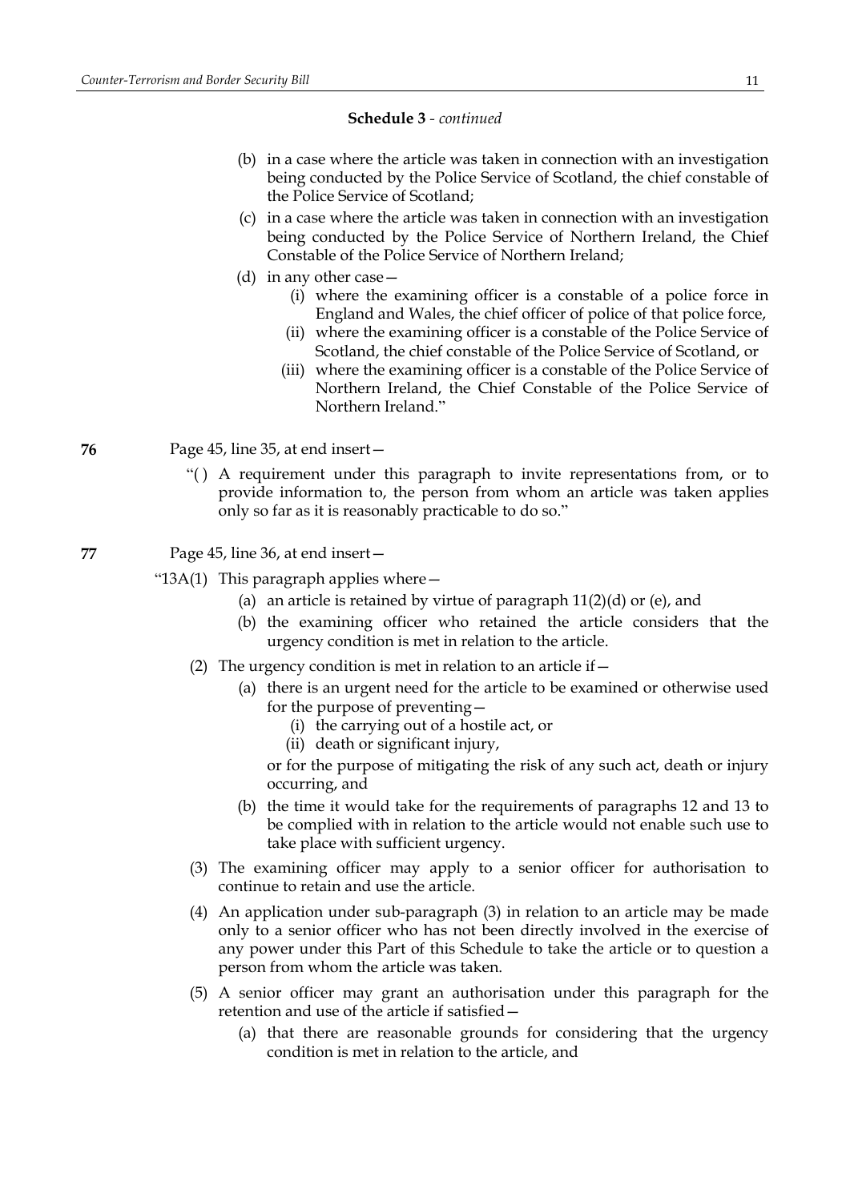**Schedule 3** - *continued*

(b) in a case where the article was taken in connection with an investigation being conducted by the Police Service of Scotland, the chief constable of the Police Service of Scotland;

(c) in a case where the article was taken in connection with an investigation being conducted by the Police Service of Northern Ireland, the Chief Constable of the Police Service of Northern Ireland;

(d) in any other case—

(i) where the examining officer is a constable of a police force in England and Wales, the chief officer of police of that police force,

(ii) where the examining officer is a constable of the Police Service of Scotland, the chief constable of the Police Service of Scotland, or

(iii) where the examining officer is a constable of the Police Service of Northern Ireland, the Chief Constable of the Police Service of Northern Ireland."

**76** Page 45, line 35, at end insert—

"( ) A requirement under this paragraph to invite representations from, or to provide information to, the person from whom an article was taken applies only so far as it is reasonably practicable to do so."

**77** Page 45, line 36, at end insert—

"13A(1) This paragraph applies where—

(a) an article is retained by virtue of paragraph 11(2)(d) or (e), and

(b) the examining officer who retained the article considers that the urgency condition is met in relation to the article.

(2) The urgency condition is met in relation to an article if—

(a) there is an urgent need for the article to be examined or otherwise used for the purpose of preventing—

(i) the carrying out of a hostile act, or

(ii) death or significant injury,

or for the purpose of mitigating the risk of any such act, death or injury occurring, and

(b) the time it would take for the requirements of paragraphs 12 and 13 to be complied with in relation to the article would not enable such use to take place with sufficient urgency.

(3) The examining officer may apply to a senior officer for authorisation to continue to retain and use the article.

(4) An application under sub-paragraph (3) in relation to an article may be made only to a senior officer who has not been directly involved in the exercise of any power under this Part of this Schedule to take the article or to question a person from whom the article was taken.

(5) A senior officer may grant an authorisation under this paragraph for the retention and use of the article if satisfied—

(a) that there are reasonable grounds for considering that the urgency condition is met in relation to the article, and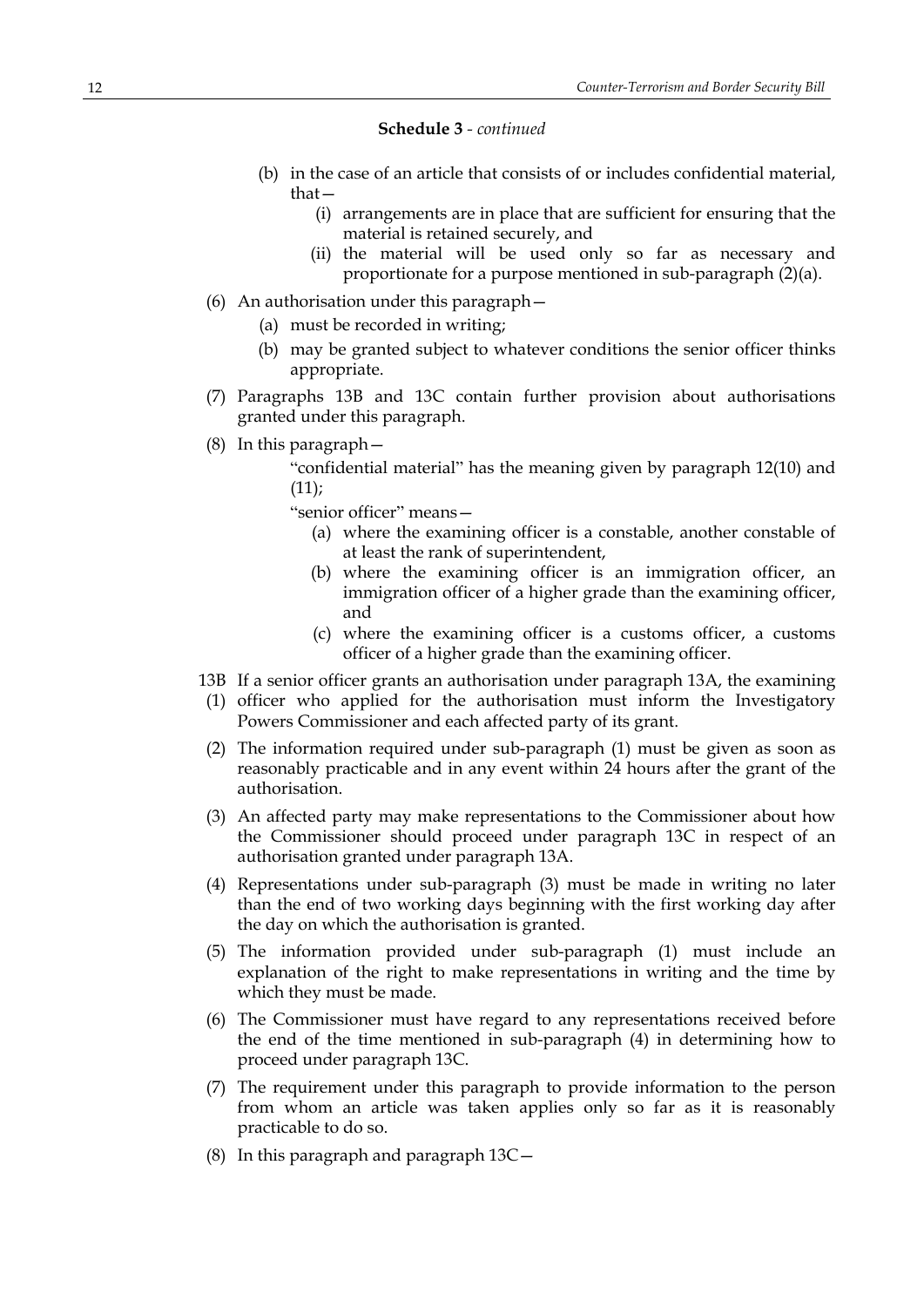**Schedule 3** - *continued*

- (b) in the case of an article that consists of or includes confidential material, that—
  - (i) arrangements are in place that are sufficient for ensuring that the material is retained securely, and
  - (ii) the material will be used only so far as necessary and proportionate for a purpose mentioned in sub-paragraph (2)(a).

(6) An authorisation under this paragraph—

- (a) must be recorded in writing;
- (b) may be granted subject to whatever conditions the senior officer thinks appropriate.

(7) Paragraphs 13B and 13C contain further provision about authorisations granted under this paragraph.

(8) In this paragraph—

"confidential material" has the meaning given by paragraph 12(10) and (11);

"senior officer" means—

- (a) where the examining officer is a constable, another constable of at least the rank of superintendent,
- (b) where the examining officer is an immigration officer, an immigration officer of a higher grade than the examining officer, and
- (c) where the examining officer is a customs officer, a customs officer of a higher grade than the examining officer.

13B (1) If a senior officer grants an authorisation under paragraph 13A, the examining officer who applied for the authorisation must inform the Investigatory Powers Commissioner and each affected party of its grant.

(2) The information required under sub-paragraph (1) must be given as soon as reasonably practicable and in any event within 24 hours after the grant of the authorisation.

(3) An affected party may make representations to the Commissioner about how the Commissioner should proceed under paragraph 13C in respect of an authorisation granted under paragraph 13A.

(4) Representations under sub-paragraph (3) must be made in writing no later than the end of two working days beginning with the first working day after the day on which the authorisation is granted.

(5) The information provided under sub-paragraph (1) must include an explanation of the right to make representations in writing and the time by which they must be made.

(6) The Commissioner must have regard to any representations received before the end of the time mentioned in sub-paragraph (4) in determining how to proceed under paragraph 13C.

(7) The requirement under this paragraph to provide information to the person from whom an article was taken applies only so far as it is reasonably practicable to do so.

(8) In this paragraph and paragraph 13C—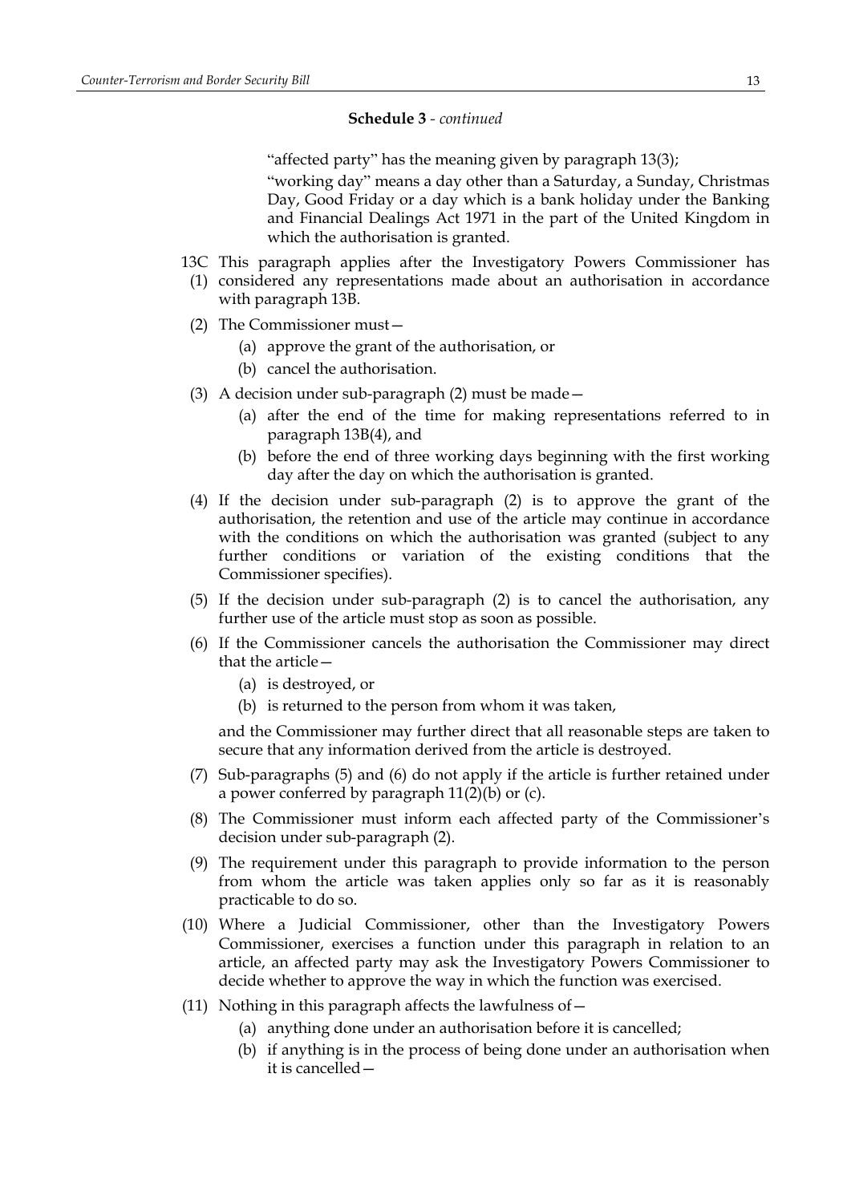**Schedule 3** - *continued*

"affected party" has the meaning given by paragraph 13(3);

"working day" means a day other than a Saturday, a Sunday, Christmas Day, Good Friday or a day which is a bank holiday under the Banking and Financial Dealings Act 1971 in the part of the United Kingdom in which the authorisation is granted.

13C (1) This paragraph applies after the Investigatory Powers Commissioner has considered any representations made about an authorisation in accordance with paragraph 13B.

(2) The Commissioner must—

(a) approve the grant of the authorisation, or

(b) cancel the authorisation.

(3) A decision under sub-paragraph (2) must be made—

(a) after the end of the time for making representations referred to in paragraph 13B(4), and

(b) before the end of three working days beginning with the first working day after the day on which the authorisation is granted.

(4) If the decision under sub-paragraph (2) is to approve the grant of the authorisation, the retention and use of the article may continue in accordance with the conditions on which the authorisation was granted (subject to any further conditions or variation of the existing conditions that the Commissioner specifies).

(5) If the decision under sub-paragraph (2) is to cancel the authorisation, any further use of the article must stop as soon as possible.

(6) If the Commissioner cancels the authorisation the Commissioner may direct that the article—

(a) is destroyed, or

(b) is returned to the person from whom it was taken,

and the Commissioner may further direct that all reasonable steps are taken to secure that any information derived from the article is destroyed.

(7) Sub-paragraphs (5) and (6) do not apply if the article is further retained under a power conferred by paragraph 11(2)(b) or (c).

(8) The Commissioner must inform each affected party of the Commissioner's decision under sub-paragraph (2).

(9) The requirement under this paragraph to provide information to the person from whom the article was taken applies only so far as it is reasonably practicable to do so.

(10) Where a Judicial Commissioner, other than the Investigatory Powers Commissioner, exercises a function under this paragraph in relation to an article, an affected party may ask the Investigatory Powers Commissioner to decide whether to approve the way in which the function was exercised.

(11) Nothing in this paragraph affects the lawfulness of—

(a) anything done under an authorisation before it is cancelled;

(b) if anything is in the process of being done under an authorisation when it is cancelled—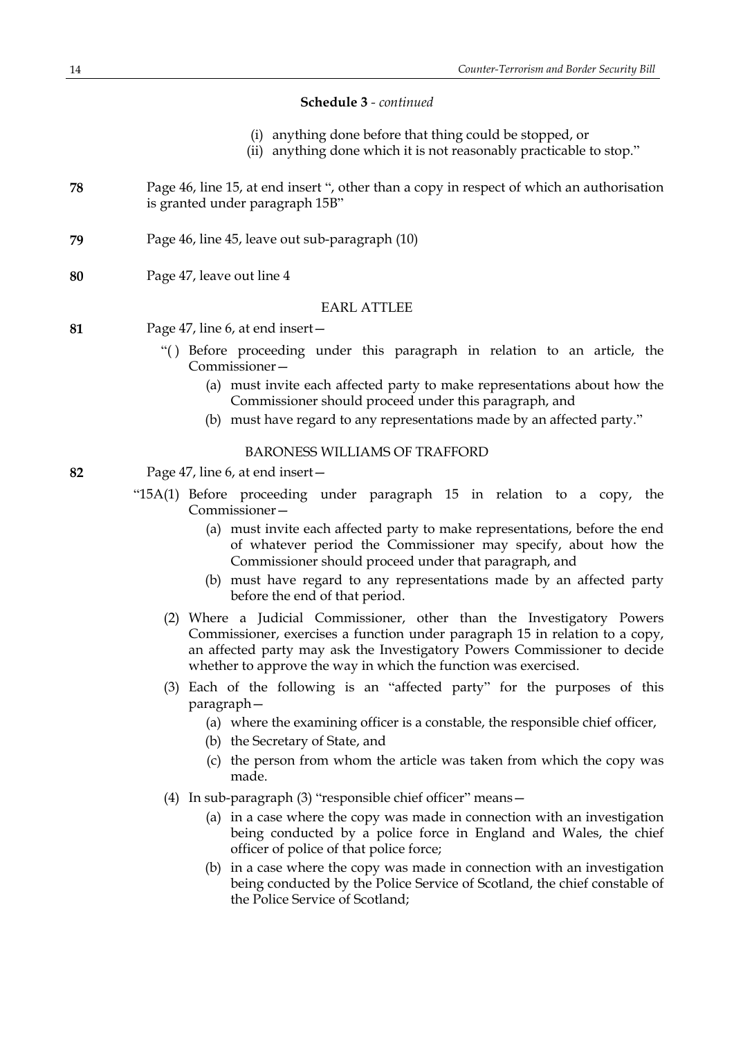**Schedule 3** - *continued*

(i) anything done before that thing could be stopped, or

(ii) anything done which it is not reasonably practicable to stop."

**78** Page 46, line 15, at end insert ", other than a copy in respect of which an authorisation is granted under paragraph 15B"

**79** Page 46, line 45, leave out sub-paragraph (10)

**80** Page 47, leave out line 4

EARL ATTLEE

**81** Page 47, line 6, at end insert—

"( ) Before proceeding under this paragraph in relation to an article, the Commissioner—

(a) must invite each affected party to make representations about how the Commissioner should proceed under this paragraph, and

(b) must have regard to any representations made by an affected party."

BARONESS WILLIAMS OF TRAFFORD

**82** Page 47, line 6, at end insert—

"15A(1) Before proceeding under paragraph 15 in relation to a copy, the Commissioner—

(a) must invite each affected party to make representations, before the end of whatever period the Commissioner may specify, about how the Commissioner should proceed under that paragraph, and

(b) must have regard to any representations made by an affected party before the end of that period.

(2) Where a Judicial Commissioner, other than the Investigatory Powers Commissioner, exercises a function under paragraph 15 in relation to a copy, an affected party may ask the Investigatory Powers Commissioner to decide whether to approve the way in which the function was exercised.

(3) Each of the following is an "affected party" for the purposes of this paragraph—

(a) where the examining officer is a constable, the responsible chief officer,

(b) the Secretary of State, and

(c) the person from whom the article was taken from which the copy was made.

(4) In sub-paragraph (3) "responsible chief officer" means—

(a) in a case where the copy was made in connection with an investigation being conducted by a police force in England and Wales, the chief officer of police of that police force;

(b) in a case where the copy was made in connection with an investigation being conducted by the Police Service of Scotland, the chief constable of the Police Service of Scotland;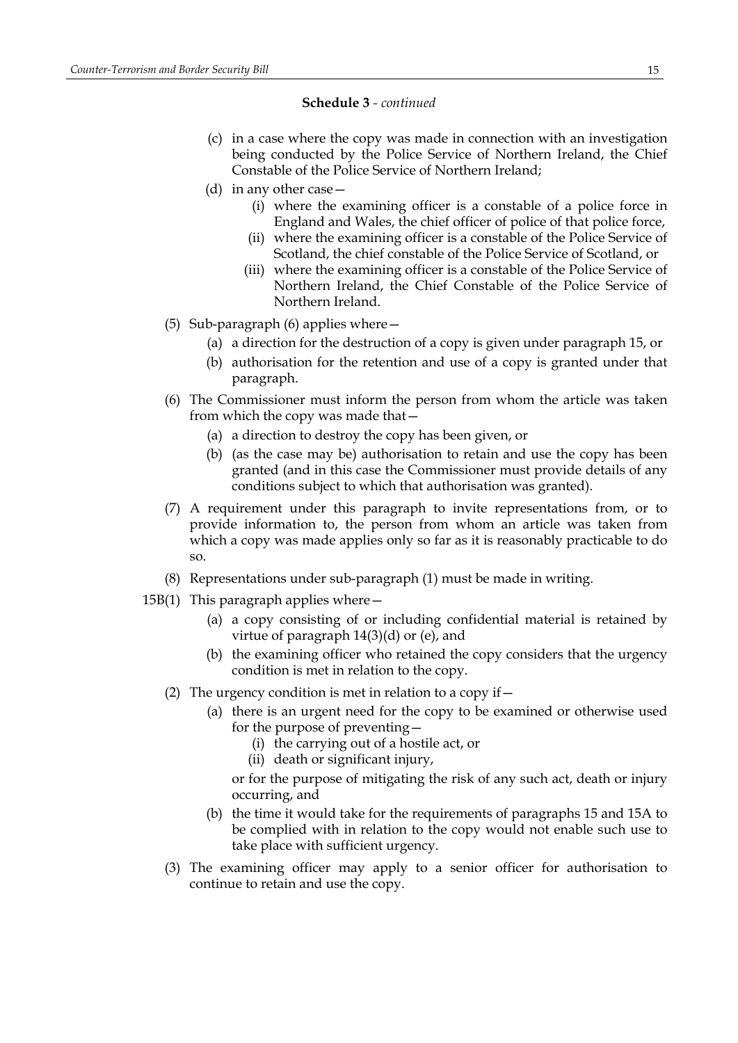**Schedule 3** - *continued*

(c) in a case where the copy was made in connection with an investigation being conducted by the Police Service of Northern Ireland, the Chief Constable of the Police Service of Northern Ireland;

(d) in any other case—

(i) where the examining officer is a constable of a police force in England and Wales, the chief officer of police of that police force,

(ii) where the examining officer is a constable of the Police Service of Scotland, the chief constable of the Police Service of Scotland, or

(iii) where the examining officer is a constable of the Police Service of Northern Ireland, the Chief Constable of the Police Service of Northern Ireland.

(5) Sub-paragraph (6) applies where—

(a) a direction for the destruction of a copy is given under paragraph 15, or

(b) authorisation for the retention and use of a copy is granted under that paragraph.

(6) The Commissioner must inform the person from whom the article was taken from which the copy was made that—

(a) a direction to destroy the copy has been given, or

(b) (as the case may be) authorisation to retain and use the copy has been granted (and in this case the Commissioner must provide details of any conditions subject to which that authorisation was granted).

(7) A requirement under this paragraph to invite representations from, or to provide information to, the person from whom an article was taken from which a copy was made applies only so far as it is reasonably practicable to do so.

(8) Representations under sub-paragraph (1) must be made in writing.

15B(1) This paragraph applies where—

(a) a copy consisting of or including confidential material is retained by virtue of paragraph 14(3)(d) or (e), and

(b) the examining officer who retained the copy considers that the urgency condition is met in relation to the copy.

(2) The urgency condition is met in relation to a copy if—

(a) there is an urgent need for the copy to be examined or otherwise used for the purpose of preventing—

(i) the carrying out of a hostile act, or

(ii) death or significant injury,

or for the purpose of mitigating the risk of any such act, death or injury occurring, and

(b) the time it would take for the requirements of paragraphs 15 and 15A to be complied with in relation to the copy would not enable such use to take place with sufficient urgency.

(3) The examining officer may apply to a senior officer for authorisation to continue to retain and use the copy.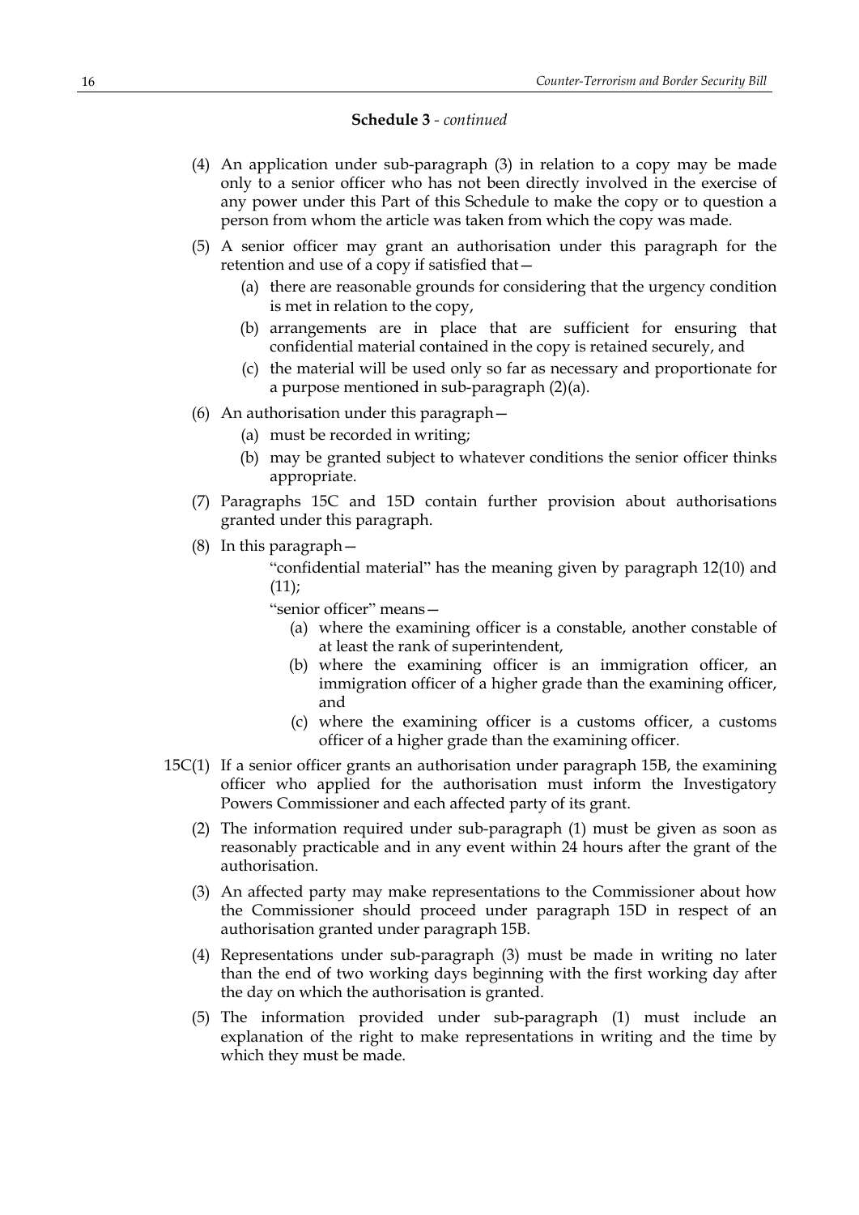**Schedule 3** - *continued*

(4) An application under sub-paragraph (3) in relation to a copy may be made only to a senior officer who has not been directly involved in the exercise of any power under this Part of this Schedule to make the copy or to question a person from whom the article was taken from which the copy was made.

(5) A senior officer may grant an authorisation under this paragraph for the retention and use of a copy if satisfied that—

(a) there are reasonable grounds for considering that the urgency condition is met in relation to the copy,

(b) arrangements are in place that are sufficient for ensuring that confidential material contained in the copy is retained securely, and

(c) the material will be used only so far as necessary and proportionate for a purpose mentioned in sub-paragraph (2)(a).

(6) An authorisation under this paragraph—

(a) must be recorded in writing;

(b) may be granted subject to whatever conditions the senior officer thinks appropriate.

(7) Paragraphs 15C and 15D contain further provision about authorisations granted under this paragraph.

(8) In this paragraph—

"confidential material" has the meaning given by paragraph 12(10) and (11);

"senior officer" means—

(a) where the examining officer is a constable, another constable of at least the rank of superintendent,

(b) where the examining officer is an immigration officer, an immigration officer of a higher grade than the examining officer, and

(c) where the examining officer is a customs officer, a customs officer of a higher grade than the examining officer.

15C(1) If a senior officer grants an authorisation under paragraph 15B, the examining officer who applied for the authorisation must inform the Investigatory Powers Commissioner and each affected party of its grant.

(2) The information required under sub-paragraph (1) must be given as soon as reasonably practicable and in any event within 24 hours after the grant of the authorisation.

(3) An affected party may make representations to the Commissioner about how the Commissioner should proceed under paragraph 15D in respect of an authorisation granted under paragraph 15B.

(4) Representations under sub-paragraph (3) must be made in writing no later than the end of two working days beginning with the first working day after the day on which the authorisation is granted.

(5) The information provided under sub-paragraph (1) must include an explanation of the right to make representations in writing and the time by which they must be made.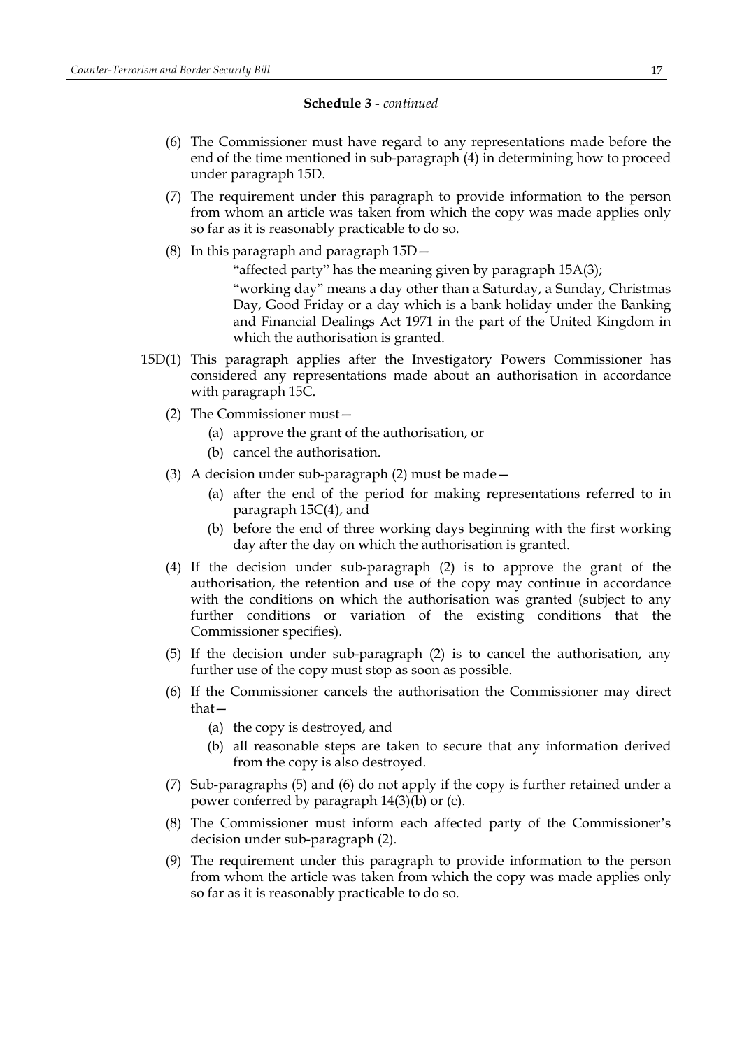**Schedule 3** - *continued*

(6) The Commissioner must have regard to any representations made before the end of the time mentioned in sub-paragraph (4) in determining how to proceed under paragraph 15D.

(7) The requirement under this paragraph to provide information to the person from whom an article was taken from which the copy was made applies only so far as it is reasonably practicable to do so.

(8) In this paragraph and paragraph 15D—

"affected party" has the meaning given by paragraph 15A(3);

"working day" means a day other than a Saturday, a Sunday, Christmas Day, Good Friday or a day which is a bank holiday under the Banking and Financial Dealings Act 1971 in the part of the United Kingdom in which the authorisation is granted.

15D(1) This paragraph applies after the Investigatory Powers Commissioner has considered any representations made about an authorisation in accordance with paragraph 15C.

(2) The Commissioner must—

(a) approve the grant of the authorisation, or

(b) cancel the authorisation.

(3) A decision under sub-paragraph (2) must be made—

(a) after the end of the period for making representations referred to in paragraph 15C(4), and

(b) before the end of three working days beginning with the first working day after the day on which the authorisation is granted.

(4) If the decision under sub-paragraph (2) is to approve the grant of the authorisation, the retention and use of the copy may continue in accordance with the conditions on which the authorisation was granted (subject to any further conditions or variation of the existing conditions that the Commissioner specifies).

(5) If the decision under sub-paragraph (2) is to cancel the authorisation, any further use of the copy must stop as soon as possible.

(6) If the Commissioner cancels the authorisation the Commissioner may direct that—

(a) the copy is destroyed, and

(b) all reasonable steps are taken to secure that any information derived from the copy is also destroyed.

(7) Sub-paragraphs (5) and (6) do not apply if the copy is further retained under a power conferred by paragraph 14(3)(b) or (c).

(8) The Commissioner must inform each affected party of the Commissioner's decision under sub-paragraph (2).

(9) The requirement under this paragraph to provide information to the person from whom the article was taken from which the copy was made applies only so far as it is reasonably practicable to do so.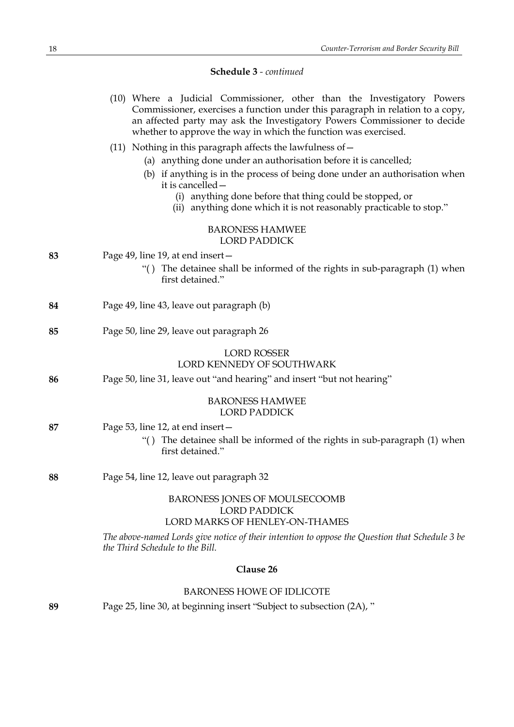**Schedule 3** - *continued*

(10) Where a Judicial Commissioner, other than the Investigatory Powers Commissioner, exercises a function under this paragraph in relation to a copy, an affected party may ask the Investigatory Powers Commissioner to decide whether to approve the way in which the function was exercised.

(11) Nothing in this paragraph affects the lawfulness of—

(a) anything done under an authorisation before it is cancelled;

(b) if anything is in the process of being done under an authorisation when it is cancelled—

(i) anything done before that thing could be stopped, or

(ii) anything done which it is not reasonably practicable to stop."

BARONESS HAMWEE
LORD PADDICK

**83** Page 49, line 19, at end insert—

"( ) The detainee shall be informed of the rights in sub-paragraph (1) when first detained."

**84** Page 49, line 43, leave out paragraph (b)

**85** Page 50, line 29, leave out paragraph 26

LORD ROSSER
LORD KENNEDY OF SOUTHWARK

**86** Page 50, line 31, leave out "and hearing" and insert "but not hearing"

BARONESS HAMWEE
LORD PADDICK

**87** Page 53, line 12, at end insert—

"( ) The detainee shall be informed of the rights in sub-paragraph (1) when first detained."

**88** Page 54, line 12, leave out paragraph 32

BARONESS JONES OF MOULSECOOMB
LORD PADDICK
LORD MARKS OF HENLEY-ON-THAMES

*The above-named Lords give notice of their intention to oppose the Question that Schedule 3 be the Third Schedule to the Bill.*

**Clause 26**

BARONESS HOWE OF IDLICOTE

**89** Page 25, line 30, at beginning insert "Subject to subsection (2A), "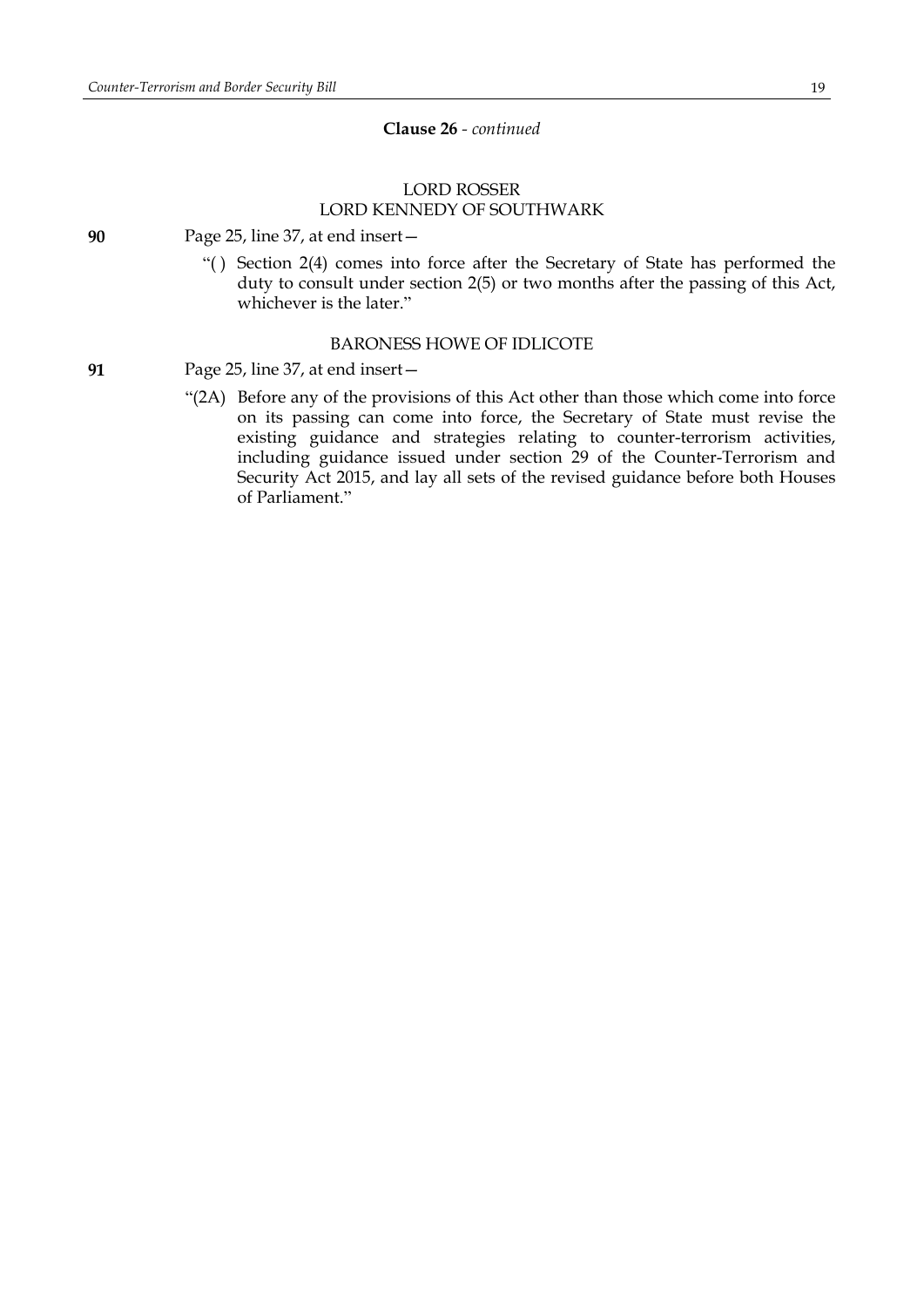**Clause 26** - *continued*

LORD ROSSER
LORD KENNEDY OF SOUTHWARK

**90** Page 25, line 37, at end insert—

"( ) Section 2(4) comes into force after the Secretary of State has performed the duty to consult under section 2(5) or two months after the passing of this Act, whichever is the later."

BARONESS HOWE OF IDLICOTE

**91** Page 25, line 37, at end insert—

"(2A) Before any of the provisions of this Act other than those which come into force on its passing can come into force, the Secretary of State must revise the existing guidance and strategies relating to counter-terrorism activities, including guidance issued under section 29 of the Counter-Terrorism and Security Act 2015, and lay all sets of the revised guidance before both Houses of Parliament."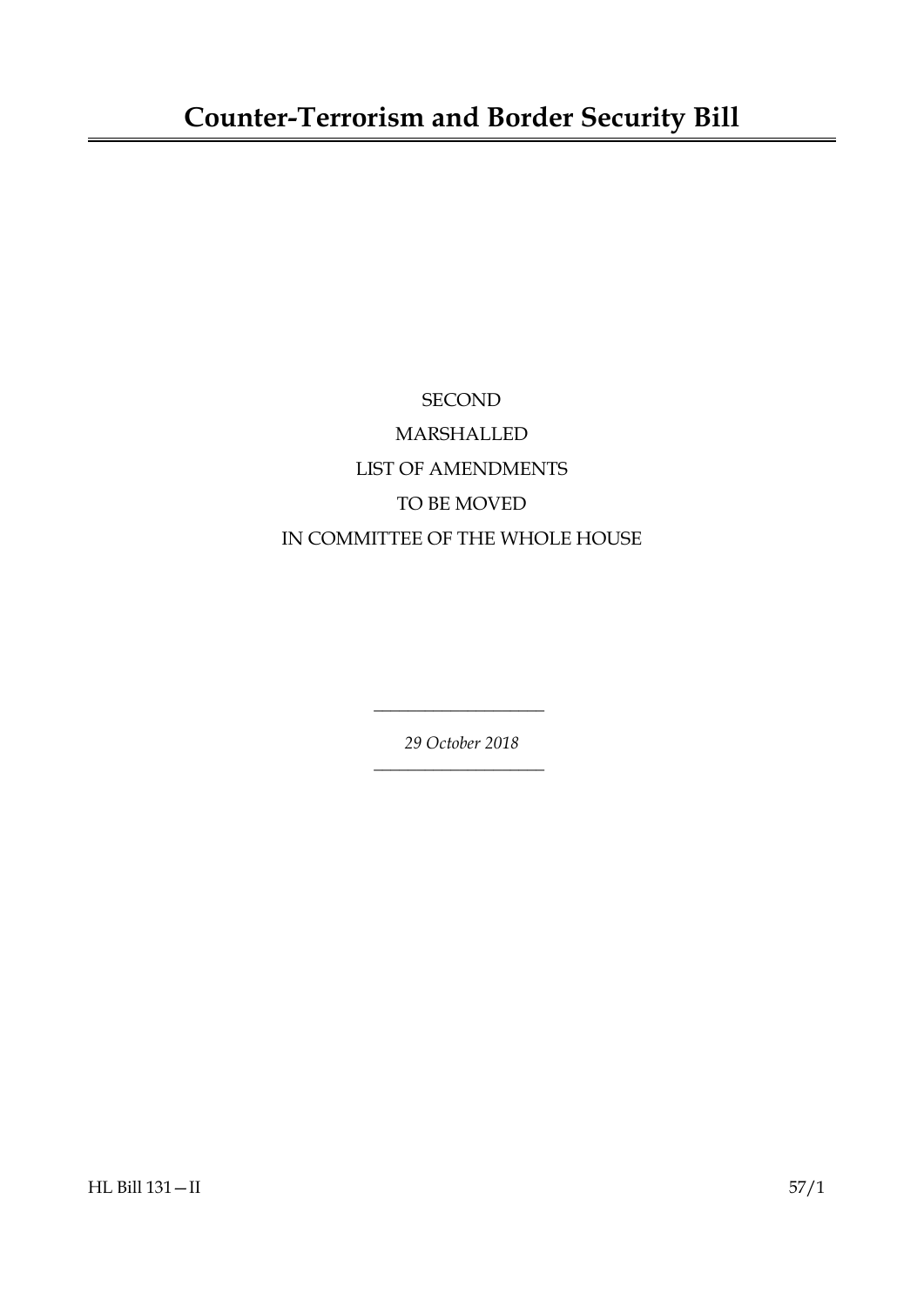# Counter-Terrorism and Border Security Bill

SECOND

MARSHALLED

LIST OF AMENDMENTS

TO BE MOVED

IN COMMITTEE OF THE WHOLE HOUSE

---

*29 October 2018*

---

HL Bill 131—II

57/1